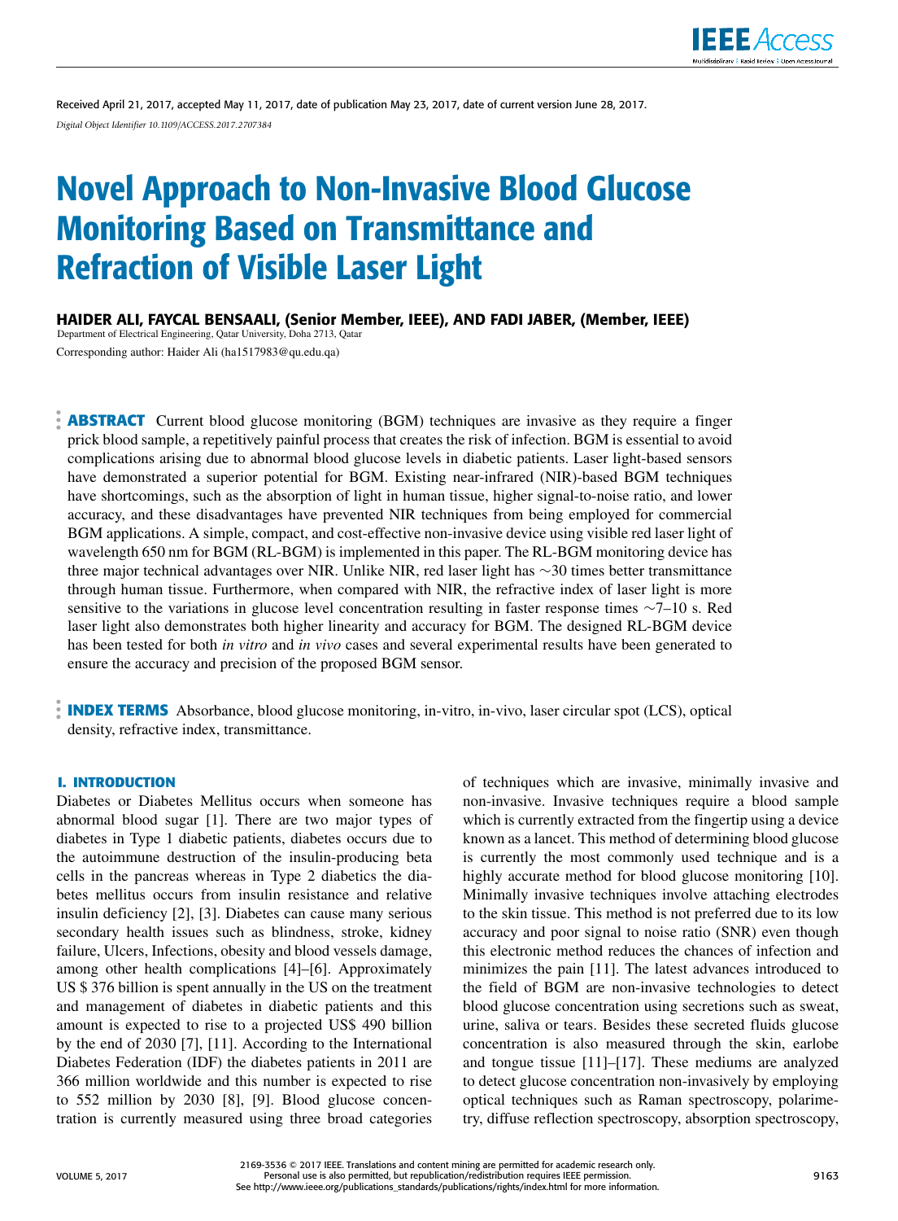Received April 21, 2017, accepted May 11, 2017, date of publication May 23, 2017, date of current version June 28, 2017.

*Digital Object Identifier 10.1109/ACCESS.2017.2707384*

# Novel Approach to Non-Invasive Blood Glucose Monitoring Based on Transmittance and Refraction of Visible Laser Light

**HAIDER ALI, FAYCAL BENSAALI, (Senior Member, IEEE), AND FADI JABER, (Member, IEEE)**

Department of Electrical Engineering, Qatar University, Doha 2713, Qatar

Corresponding author: Haider Ali (ha1517983@qu.edu.qa)

**ABSTRACT** Current blood glucose monitoring (BGM) techniques are invasive as they require a finger prick blood sample, a repetitively painful process that creates the risk of infection. BGM is essential to avoid complications arising due to abnormal blood glucose levels in diabetic patients. Laser light-based sensors have demonstrated a superior potential for BGM. Existing near-infrared (NIR)-based BGM techniques have shortcomings, such as the absorption of light in human tissue, higher signal-to-noise ratio, and lower accuracy, and these disadvantages have prevented NIR techniques from being employed for commercial BGM applications. A simple, compact, and cost-effective non-invasive device using visible red laser light of wavelength 650 nm for BGM (RL-BGM) is implemented in this paper. The RL-BGM monitoring device has three major technical advantages over NIR. Unlike NIR, red laser light has ~30 times better transmittance through human tissue. Furthermore, when compared with NIR, the refractive index of laser light is more sensitive to the variations in glucose level concentration resulting in faster response times ~7–10 s. Red laser light also demonstrates both higher linearity and accuracy for BGM. The designed RL-BGM device has been tested for both *in vitro* and *in vivo* cases and several experimental results have been generated to ensure the accuracy and precision of the proposed BGM sensor.

**INDEX TERMS** Absorbance, blood glucose monitoring, in-vitro, in-vivo, laser circular spot (LCS), optical density, refractive index, transmittance.

## I. INTRODUCTION

Diabetes or Diabetes Mellitus occurs when someone has abnormal blood sugar [1]. There are two major types of diabetes in Type 1 diabetic patients, diabetes occurs due to the autoimmune destruction of the insulin-producing beta cells in the pancreas whereas in Type 2 diabetics the diabetes mellitus occurs from insulin resistance and relative insulin deficiency [2], [3]. Diabetes can cause many serious secondary health issues such as blindness, stroke, kidney failure, Ulcers, Infections, obesity and blood vessels damage, among other health complications [4]–[6]. Approximately US $ 376 billion is spent annually in the US on the treatment and management of diabetes in diabetic patients and this amount is expected to rise to a projected US$ 490 billion by the end of 2030 [7], [11]. According to the International Diabetes Federation (IDF) the diabetes patients in 2011 are 366 million worldwide and this number is expected to rise to 552 million by 2030 [8], [9]. Blood glucose concentration is currently measured using three broad categories of techniques which are invasive, minimally invasive and non-invasive. Invasive techniques require a blood sample which is currently extracted from the fingertip using a device known as a lancet. This method of determining blood glucose is currently the most commonly used technique and is a highly accurate method for blood glucose monitoring [10]. Minimally invasive techniques involve attaching electrodes to the skin tissue. This method is not preferred due to its low accuracy and poor signal to noise ratio (SNR) even though this electronic method reduces the chances of infection and minimizes the pain [11]. The latest advances introduced to the field of BGM are non-invasive technologies to detect blood glucose concentration using secretions such as sweat, urine, saliva or tears. Besides these secreted fluids glucose concentration is also measured through the skin, earlobe and tongue tissue [11]–[17]. These mediums are analyzed to detect glucose concentration non-invasively by employing optical techniques such as Raman spectroscopy, polarimetry, diffuse reflection spectroscopy, absorption spectroscopy,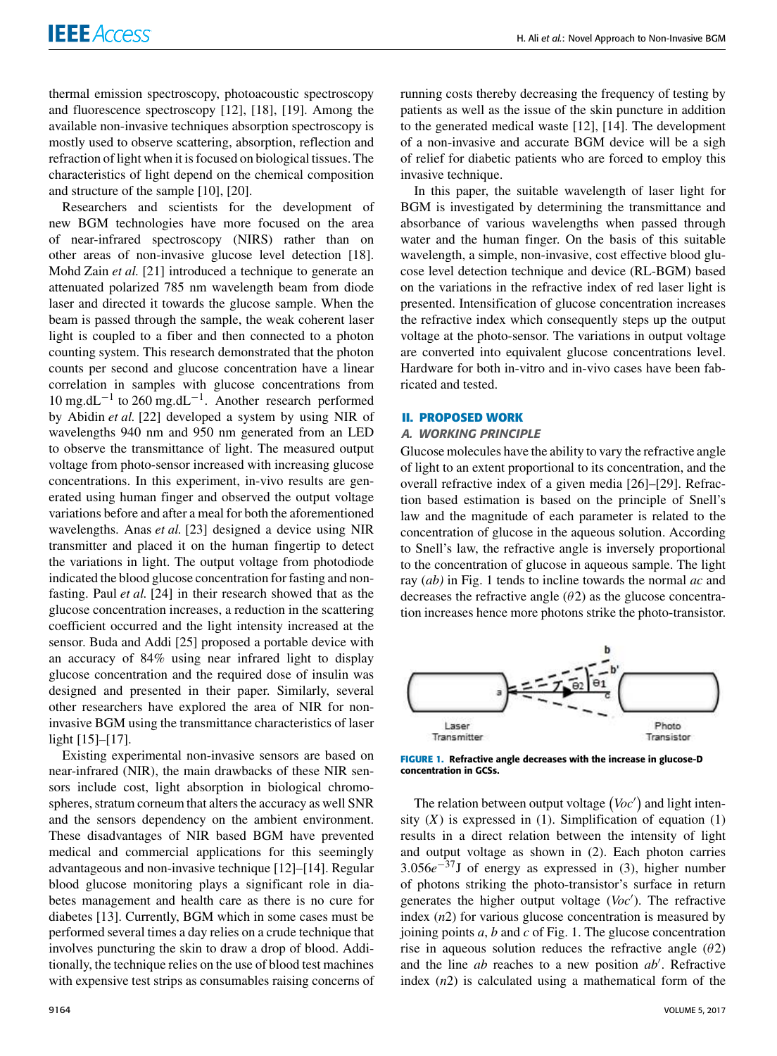thermal emission spectroscopy, photoacoustic spectroscopy and fluorescence spectroscopy [12], [18], [19]. Among the available non-invasive techniques absorption spectroscopy is mostly used to observe scattering, absorption, reflection and refraction of light when it is focused on biological tissues. The characteristics of light depend on the chemical composition and structure of the sample [10], [20].

Researchers and scientists for the development of new BGM technologies have more focused on the area of near-infrared spectroscopy (NIRS) rather than on other areas of non-invasive glucose level detection [18]. Mohd Zain *et al.* [21] introduced a technique to generate an attenuated polarized 785 nm wavelength beam from diode laser and directed it towards the glucose sample. When the beam is passed through the sample, the weak coherent laser light is coupled to a fiber and then connected to a photon counting system. This research demonstrated that the photon counts per second and glucose concentration have a linear correlation in samples with glucose concentrations from 10 mg.dL$^{-1}$ to 260 mg.dL$^{-1}$. Another research performed by Abidin *et al.* [22] developed a system by using NIR of wavelengths 940 nm and 950 nm generated from an LED to observe the transmittance of light. The measured output voltage from photo-sensor increased with increasing glucose concentrations. In this experiment, in-vivo results are generated using human finger and observed the output voltage variations before and after a meal for both the aforementioned wavelengths. Anas *et al.* [23] designed a device using NIR transmitter and placed it on the human fingertip to detect the variations in light. The output voltage from photodiode indicated the blood glucose concentration for fasting and non-fasting. Paul *et al.* [24] in their research showed that as the glucose concentration increases, a reduction in the scattering coefficient occurred and the light intensity increased at the sensor. Buda and Addi [25] proposed a portable device with an accuracy of 84% using near infrared light to display glucose concentration and the required dose of insulin was designed and presented in their paper. Similarly, several other researchers have explored the area of NIR for non-invasive BGM using the transmittance characteristics of laser light [15]–[17].

Existing experimental non-invasive sensors are based on near-infrared (NIR), the main drawbacks of these NIR sensors include cost, light absorption in biological chromospheres, stratum corneum that alters the accuracy as well SNR and the sensors dependency on the ambient environment. These disadvantages of NIR based BGM have prevented medical and commercial applications for this seemingly advantageous and non-invasive technique [12]–[14]. Regular blood glucose monitoring plays a significant role in diabetes management and health care as there is no cure for diabetes [13]. Currently, BGM which in some cases must be performed several times a day relies on a crude technique that involves puncturing the skin to draw a drop of blood. Additionally, the technique relies on the use of blood test machines with expensive test strips as consumables raising concerns of running costs thereby decreasing the frequency of testing by patients as well as the issue of the skin puncture in addition to the generated medical waste [12], [14]. The development of a non-invasive and accurate BGM device will be a sigh of relief for diabetic patients who are forced to employ this invasive technique.

In this paper, the suitable wavelength of laser light for BGM is investigated by determining the transmittance and absorbance of various wavelengths when passed through water and the human finger. On the basis of this suitable wavelength, a simple, non-invasive, cost effective blood glucose level detection technique and device (RL-BGM) based on the variations in the refractive index of red laser light is presented. Intensification of glucose concentration increases the refractive index which consequently steps up the output voltage at the photo-sensor. The variations in output voltage are converted into equivalent glucose concentrations level. Hardware for both in-vitro and in-vivo cases have been fabricated and tested.

## II. PROPOSED WORK

### A. WORKING PRINCIPLE

Glucose molecules have the ability to vary the refractive angle of light to an extent proportional to its concentration, and the overall refractive index of a given media [26]–[29]. Refraction based estimation is based on the principle of Snell's law and the magnitude of each parameter is related to the concentration of glucose in the aqueous solution. According to Snell's law, the refractive angle is inversely proportional to the concentration of glucose in aqueous sample. The light ray *(ab)* in Fig. 1 tends to incline towards the normal *ac* and decreases the refractive angle ($\theta 2$) as the glucose concentration increases hence more photons strike the photo-transistor.

**FIGURE 1.** Refractive angle decreases with the increase in glucose-D concentration in GCSs.

The relation between output voltage $(Voc')$ and light intensity $(X)$ is expressed in (1). Simplification of equation (1) results in a direct relation between the intensity of light and output voltage as shown in (2). Each photon carries $3.056e^{-37}$J of energy as expressed in (3), higher number of photons striking the photo-transistor's surface in return generates the higher output voltage $(Voc')$. The refractive index ($n2$) for various glucose concentration is measured by joining points $a$, $b$ and $c$ of Fig. 1. The glucose concentration rise in aqueous solution reduces the refractive angle ($\theta 2$) and the line $ab$ reaches to a new position $ab'$. Refractive index ($n2$) is calculated using a mathematical form of the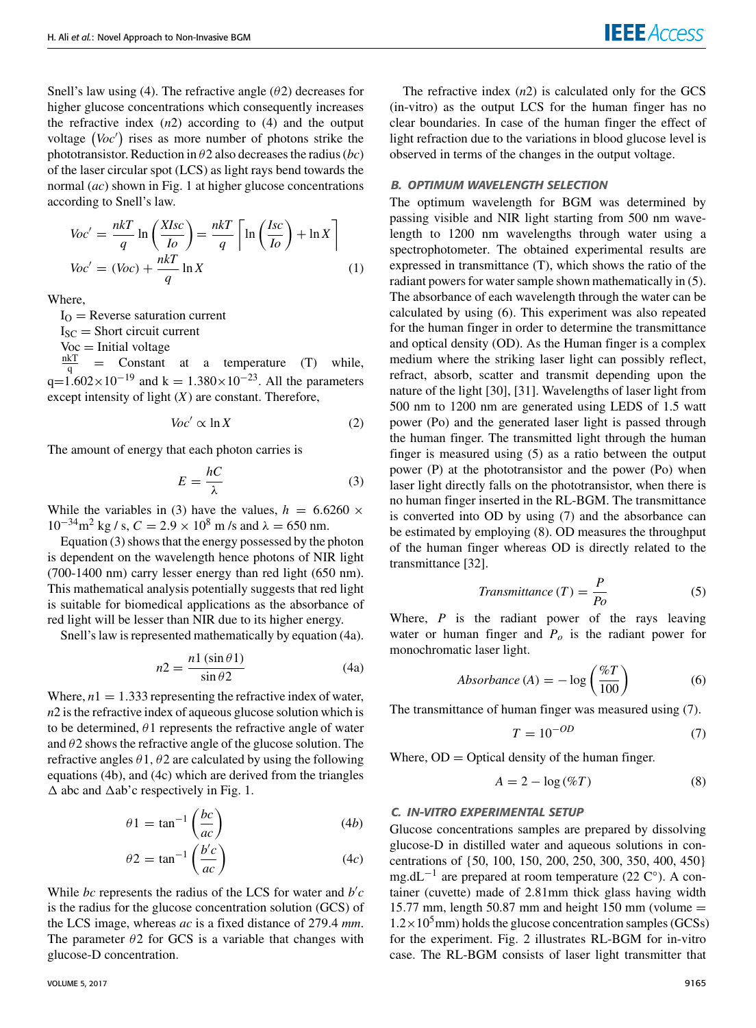Snell's law using (4). The refractive angle ($\theta 2$) decreases for higher glucose concentrations which consequently increases the refractive index ($n2$) according to (4) and the output voltage $\left(Voc'\right)$ rises as more number of photons strike the phototransistor. Reduction in $\theta 2$ also decreases the radius ($bc$) of the laser circular spot (LCS) as light rays bend towards the normal ($ac$) shown in Fig. 1 at higher glucose concentrations according to Snell's law.

$$Voc' = \frac{nkT}{q}\ln\left(\frac{XIsc}{Io}\right) = \frac{nkT}{q}\left[\ln\left(\frac{Isc}{Io}\right) + \ln X\right]$$
$$Voc' = (Voc) + \frac{nkT}{q}\ln X \tag{1}$$

Where,

$I_O$ = Reverse saturation current

$I_{SC}$ = Short circuit current

Voc = Initial voltage

$\frac{nkT}{q}$ = Constant at a temperature (T) while, q=$1.602\times10^{-19}$ and k = $1.380\times10^{-23}$. All the parameters except intensity of light ($X$) are constant. Therefore,

$$Voc' \propto \ln X \tag{2}$$

The amount of energy that each photon carries is

$$E = \frac{hC}{\lambda} \tag{3}$$

While the variables in (3) have the values, $h = 6.6260 \times 10^{-34}\text{m}^2$ kg / s, $C = 2.9 \times 10^8$ m /s and $\lambda = 650$ nm.

Equation (3) shows that the energy possessed by the photon is dependent on the wavelength hence photons of NIR light (700-1400 nm) carry lesser energy than red light (650 nm). This mathematical analysis potentially suggests that red light is suitable for biomedical applications as the absorbance of red light will be lesser than NIR due to its higher energy.

Snell's law is represented mathematically by equation (4a).

$$n2 = \frac{n1\left(\sin\theta 1\right)}{\sin\theta 2} \tag{4a}$$

Where, $n1 = 1.333$ representing the refractive index of water, $n2$ is the refractive index of aqueous glucose solution which is to be determined, $\theta 1$ represents the refractive angle of water and $\theta 2$ shows the refractive angle of the glucose solution. The refractive angles $\theta 1$, $\theta 2$ are calculated by using the following equations (4b), and (4c) which are derived from the triangles $\Delta$ abc and $\Delta$ab'c respectively in Fig. 1.

$$\theta 1 = \tan^{-1}\left(\frac{bc}{ac}\right) \tag{4b}$$

$$\theta 2 = \tan^{-1}\left(\frac{b'c}{ac}\right) \tag{4c}$$

While $bc$ represents the radius of the LCS for water and $b'c$ is the radius for the glucose concentration solution (GCS) of the LCS image, whereas $ac$ is a fixed distance of 279.4 *mm*. The parameter $\theta 2$ for GCS is a variable that changes with glucose-D concentration.

The refractive index ($n2$) is calculated only for the GCS (in-vitro) as the output LCS for the human finger has no clear boundaries. In case of the human finger the effect of light refraction due to the variations in blood glucose level is observed in terms of the changes in the output voltage.

### B. OPTIMUM WAVELENGTH SELECTION

The optimum wavelength for BGM was determined by passing visible and NIR light starting from 500 nm wavelength to 1200 nm wavelengths through water using a spectrophotometer. The obtained experimental results are expressed in transmittance (T), which shows the ratio of the radiant powers for water sample shown mathematically in (5). The absorbance of each wavelength through the water can be calculated by using (6). This experiment was also repeated for the human finger in order to determine the transmittance and optical density (OD). As the Human finger is a complex medium where the striking laser light can possibly reflect, refract, absorb, scatter and transmit depending upon the nature of the light [30], [31]. Wavelengths of laser light from 500 nm to 1200 nm are generated using LEDS of 1.5 watt power (Po) and the generated laser light is passed through the human finger. The transmitted light through the human finger is measured using (5) as a ratio between the output power (P) at the phototransistor and the power (Po) when laser light directly falls on the phototransistor, when there is no human finger inserted in the RL-BGM. The transmittance is converted into OD by using (7) and the absorbance can be estimated by employing (8). OD measures the throughput of the human finger whereas OD is directly related to the transmittance [32].

$$Transmittance\ (T) = \frac{P}{Po} \tag{5}$$

Where, $P$ is the radiant power of the rays leaving water or human finger and $P_o$ is the radiant power for monochromatic laser light.

$$Absorbance\ (A) = -\log\left(\frac{\%T}{100}\right) \tag{6}$$

The transmittance of human finger was measured using (7).

$$T = 10^{-OD} \tag{7}$$

Where, OD = Optical density of the human finger.

$$A = 2 - \log\left(\%T\right) \tag{8}$$

### C. IN-VITRO EXPERIMENTAL SETUP

Glucose concentrations samples are prepared by dissolving glucose-D in distilled water and aqueous solutions in concentrations of {50, 100, 150, 200, 250, 300, 350, 400, 450} mg.dL$^{-1}$ are prepared at room temperature (22 C°). A container (cuvette) made of 2.81mm thick glass having width 15.77 mm, length 50.87 mm and height 150 mm (volume = $1.2\times10^5$mm) holds the glucose concentration samples (GCSs) for the experiment. Fig. 2 illustrates RL-BGM for in-vitro case. The RL-BGM consists of laser light transmitter that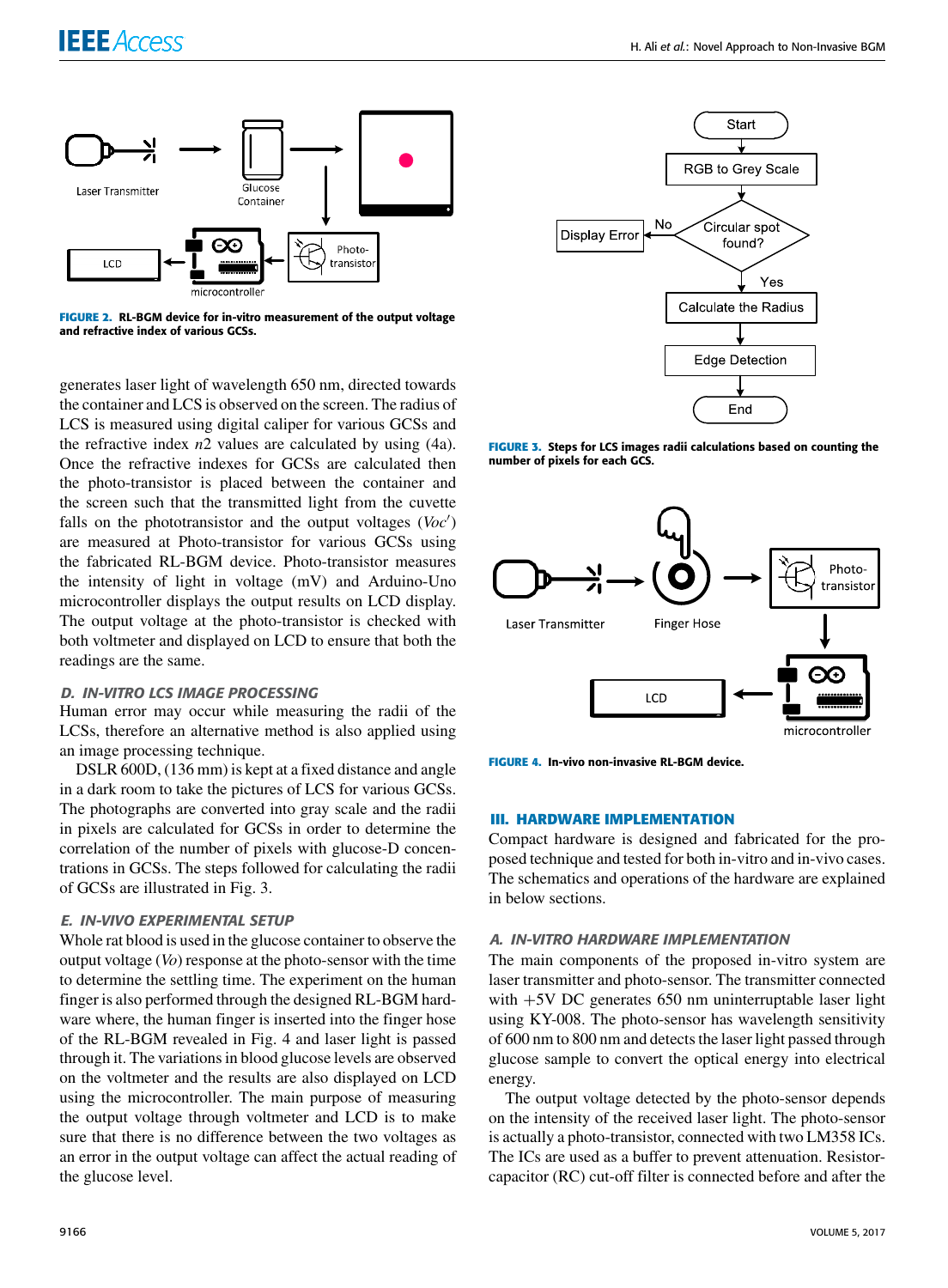FIGURE 2. RL-BGM device for in-vitro measurement of the output voltage and refractive index of various GCSs.

generates laser light of wavelength 650 nm, directed towards the container and LCS is observed on the screen. The radius of LCS is measured using digital caliper for various GCSs and the refractive index $n2$ values are calculated by using (4a). Once the refractive indexes for GCSs are calculated then the photo-transistor is placed between the container and the screen such that the transmitted light from the cuvette falls on the phototransistor and the output voltages ($Voc'$) are measured at Photo-transistor for various GCSs using the fabricated RL-BGM device. Photo-transistor measures the intensity of light in voltage (mV) and Arduino-Uno microcontroller displays the output results on LCD display. The output voltage at the photo-transistor is checked with both voltmeter and displayed on LCD to ensure that both the readings are the same.

### D. IN-VITRO LCS IMAGE PROCESSING

Human error may occur while measuring the radii of the LCSs, therefore an alternative method is also applied using an image processing technique.

DSLR 600D, (136 mm) is kept at a fixed distance and angle in a dark room to take the pictures of LCS for various GCSs. The photographs are converted into gray scale and the radii in pixels are calculated for GCSs in order to determine the correlation of the number of pixels with glucose-D concentrations in GCSs. The steps followed for calculating the radii of GCSs are illustrated in Fig. 3.

### E. IN-VIVO EXPERIMENTAL SETUP

Whole rat blood is used in the glucose container to observe the output voltage ($Vo$) response at the photo-sensor with the time to determine the settling time. The experiment on the human finger is also performed through the designed RL-BGM hardware where, the human finger is inserted into the finger hose of the RL-BGM revealed in Fig. 4 and laser light is passed through it. The variations in blood glucose levels are observed on the voltmeter and the results are also displayed on LCD using the microcontroller. The main purpose of measuring the output voltage through voltmeter and LCD is to make sure that there is no difference between the two voltages as an error in the output voltage can affect the actual reading of the glucose level.

FIGURE 3. Steps for LCS images radii calculations based on counting the number of pixels for each GCS.

FIGURE 4. In-vivo non-invasive RL-BGM device.

## III. HARDWARE IMPLEMENTATION

Compact hardware is designed and fabricated for the proposed technique and tested for both in-vitro and in-vivo cases. The schematics and operations of the hardware are explained in below sections.

### A. IN-VITRO HARDWARE IMPLEMENTATION

The main components of the proposed in-vitro system are laser transmitter and photo-sensor. The transmitter connected with +5V DC generates 650 nm uninterruptable laser light using KY-008. The photo-sensor has wavelength sensitivity of 600 nm to 800 nm and detects the laser light passed through glucose sample to convert the optical energy into electrical energy.

The output voltage detected by the photo-sensor depends on the intensity of the received laser light. The photo-sensor is actually a photo-transistor, connected with two LM358 ICs. The ICs are used as a buffer to prevent attenuation. Resistor-capacitor (RC) cut-off filter is connected before and after the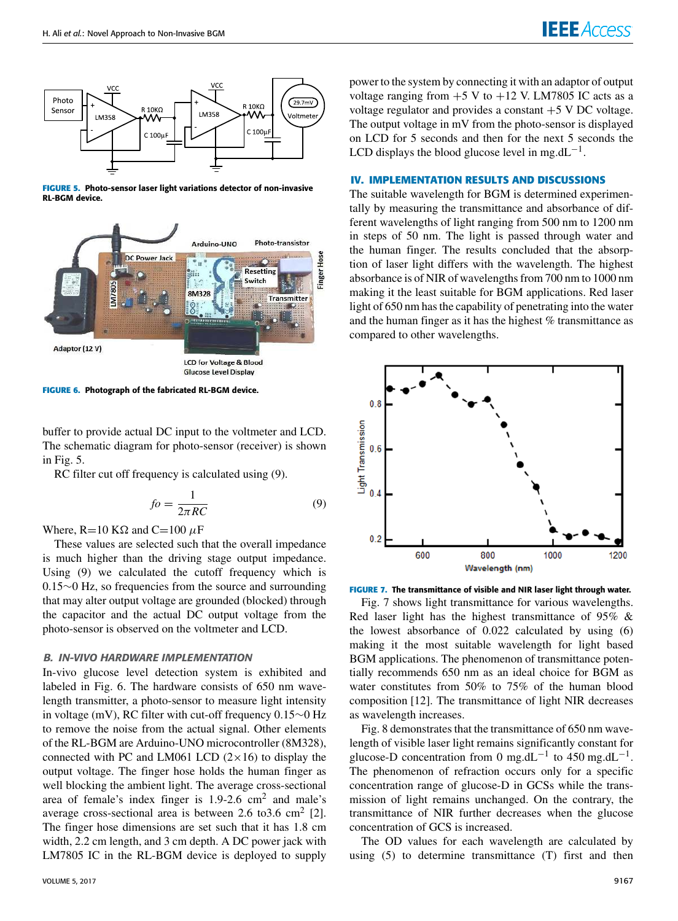FIGURE 5. Photo-sensor laser light variations detector of non-invasive RL-BGM device.

FIGURE 6. Photograph of the fabricated RL-BGM device.

buffer to provide actual DC input to the voltmeter and LCD. The schematic diagram for photo-sensor (receiver) is shown in Fig. 5.

RC filter cut off frequency is calculated using (9).

$$fo = \frac{1}{2\pi RC} \tag{9}$$

Where, R=10 KΩ and C=100 $\mu$F

These values are selected such that the overall impedance is much higher than the driving stage output impedance. Using (9) we calculated the cutoff frequency which is 0.15∼0 Hz, so frequencies from the source and surrounding that may alter output voltage are grounded (blocked) through the capacitor and the actual DC output voltage from the photo-sensor is observed on the voltmeter and LCD.

### *B. IN-VIVO HARDWARE IMPLEMENTATION*

In-vivo glucose level detection system is exhibited and labeled in Fig. 6. The hardware consists of 650 nm wavelength transmitter, a photo-sensor to measure light intensity in voltage (mV), RC filter with cut-off frequency 0.15∼0 Hz to remove the noise from the actual signal. Other elements of the RL-BGM are Arduino-UNO microcontroller (8M328), connected with PC and LM061 LCD (2×16) to display the output voltage. The finger hose holds the human finger as well blocking the ambient light. The average cross-sectional area of female's index finger is 1.9-2.6 cm$^2$ and male's average cross-sectional area is between 2.6 to3.6 cm$^2$ [2]. The finger hose dimensions are set such that it has 1.8 cm width, 2.2 cm length, and 3 cm depth. A DC power jack with LM7805 IC in the RL-BGM device is deployed to supply power to the system by connecting it with an adaptor of output voltage ranging from +5 V to +12 V. LM7805 IC acts as a voltage regulator and provides a constant +5 V DC voltage. The output voltage in mV from the photo-sensor is displayed on LCD for 5 seconds and then for the next 5 seconds the LCD displays the blood glucose level in mg.dL$^{-1}$.

## IV. IMPLEMENTATION RESULTS AND DISCUSSIONS

The suitable wavelength for BGM is determined experimentally by measuring the transmittance and absorbance of different wavelengths of light ranging from 500 nm to 1200 nm in steps of 50 nm. The light is passed through water and the human finger. The results concluded that the absorption of laser light differs with the wavelength. The highest absorbance is of NIR of wavelengths from 700 nm to 1000 nm making it the least suitable for BGM applications. Red laser light of 650 nm has the capability of penetrating into the water and the human finger as it has the highest % transmittance as compared to other wavelengths.

FIGURE 7. The transmittance of visible and NIR laser light through water.

Fig. 7 shows light transmittance for various wavelengths. Red laser light has the highest transmittance of 95% & the lowest absorbance of 0.022 calculated by using (6) making it the most suitable wavelength for light based BGM applications. The phenomenon of transmittance potentially recommends 650 nm as an ideal choice for BGM as water constitutes from 50% to 75% of the human blood composition [12]. The transmittance of light NIR decreases as wavelength increases.

Fig. 8 demonstrates that the transmittance of 650 nm wavelength of visible laser light remains significantly constant for glucose-D concentration from 0 mg.dL$^{-1}$ to 450 mg.dL$^{-1}$. The phenomenon of refraction occurs only for a specific concentration range of glucose-D in GCSs while the transmission of light remains unchanged. On the contrary, the transmittance of NIR further decreases when the glucose concentration of GCS is increased.

The OD values for each wavelength are calculated by using (5) to determine transmittance (T) first and then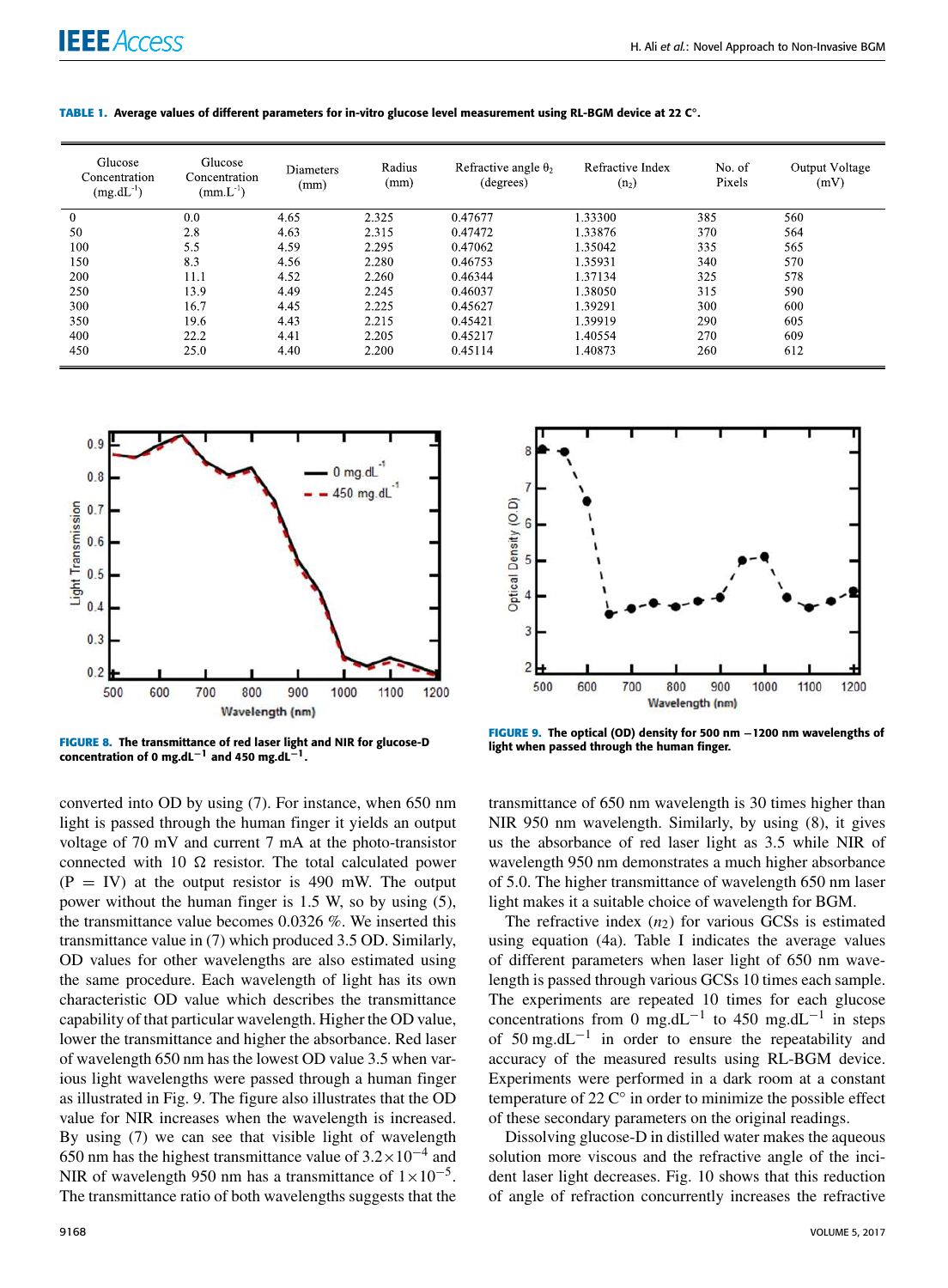**TABLE 1. Average values of different parameters for in-vitro glucose level measurement using RL-BGM device at 22 C°.**

| Glucose Concentration ($mg.dL^{-1}$) | Glucose Concentration ($mm.L^{-1}$) | Diameters (mm) | Radius (mm) | Refractive angle $\theta_2$ (degrees) | Refractive Index ($n_2$) | No. of Pixels | Output Voltage (mV) |
|---|---|---|---|---|---|---|---|
| 0 | 0.0 | 4.65 | 2.325 | 0.47677 | 1.33300 | 385 | 560 |
| 50 | 2.8 | 4.63 | 2.315 | 0.47472 | 1.33876 | 370 | 564 |
| 100 | 5.5 | 4.59 | 2.295 | 0.47062 | 1.35042 | 335 | 565 |
| 150 | 8.3 | 4.56 | 2.280 | 0.46753 | 1.35931 | 340 | 570 |
| 200 | 11.1 | 4.52 | 2.260 | 0.46344 | 1.37134 | 325 | 578 |
| 250 | 13.9 | 4.49 | 2.245 | 0.46037 | 1.38050 | 315 | 590 |
| 300 | 16.7 | 4.45 | 2.225 | 0.45627 | 1.39291 | 300 | 600 |
| 350 | 19.6 | 4.43 | 2.215 | 0.45421 | 1.39919 | 290 | 605 |
| 400 | 22.2 | 4.41 | 2.205 | 0.45217 | 1.40554 | 270 | 609 |
| 450 | 25.0 | 4.40 | 2.200 | 0.45114 | 1.40873 | 260 | 612 |

**FIGURE 8. The transmittance of red laser light and NIR for glucose-D concentration of 0 $mg.dL^{-1}$ and 450 $mg.dL^{-1}$.**

**FIGURE 9. The optical (OD) density for 500 nm −1200 nm wavelengths of light when passed through the human finger.**

converted into OD by using (7). For instance, when 650 nm light is passed through the human finger it yields an output voltage of 70 mV and current 7 mA at the photo-transistor connected with 10 Ω resistor. The total calculated power (P = IV) at the output resistor is 490 mW. The output power without the human finger is 1.5 W, so by using (5), the transmittance value becomes 0.0326 %. We inserted this transmittance value in (7) which produced 3.5 OD. Similarly, OD values for other wavelengths are also estimated using the same procedure. Each wavelength of light has its own characteristic OD value which describes the transmittance capability of that particular wavelength. Higher the OD value, lower the transmittance and higher the absorbance. Red laser of wavelength 650 nm has the lowest OD value 3.5 when various light wavelengths were passed through a human finger as illustrated in Fig. 9. The figure also illustrates that the OD value for NIR increases when the wavelength is increased. By using (7) we can see that visible light of wavelength 650 nm has the highest transmittance value of $3.2\times10^{-4}$ and NIR of wavelength 950 nm has a transmittance of $1\times10^{-5}$. The transmittance ratio of both wavelengths suggests that the transmittance of 650 nm wavelength is 30 times higher than NIR 950 nm wavelength. Similarly, by using (8), it gives us the absorbance of red laser light as 3.5 while NIR of wavelength 950 nm demonstrates a much higher absorbance of 5.0. The higher transmittance of wavelength 650 nm laser light makes it a suitable choice of wavelength for BGM.

The refractive index ($n_2$) for various GCSs is estimated using equation (4a). Table I indicates the average values of different parameters when laser light of 650 nm wavelength is passed through various GCSs 10 times each sample. The experiments are repeated 10 times for each glucose concentrations from 0 $mg.dL^{-1}$ to 450 $mg.dL^{-1}$ in steps of 50 $mg.dL^{-1}$ in order to ensure the repeatability and accuracy of the measured results using RL-BGM device. Experiments were performed in a dark room at a constant temperature of 22 C° in order to minimize the possible effect of these secondary parameters on the original readings.

Dissolving glucose-D in distilled water makes the aqueous solution more viscous and the refractive angle of the incident laser light decreases. Fig. 10 shows that this reduction of angle of refraction concurrently increases the refractive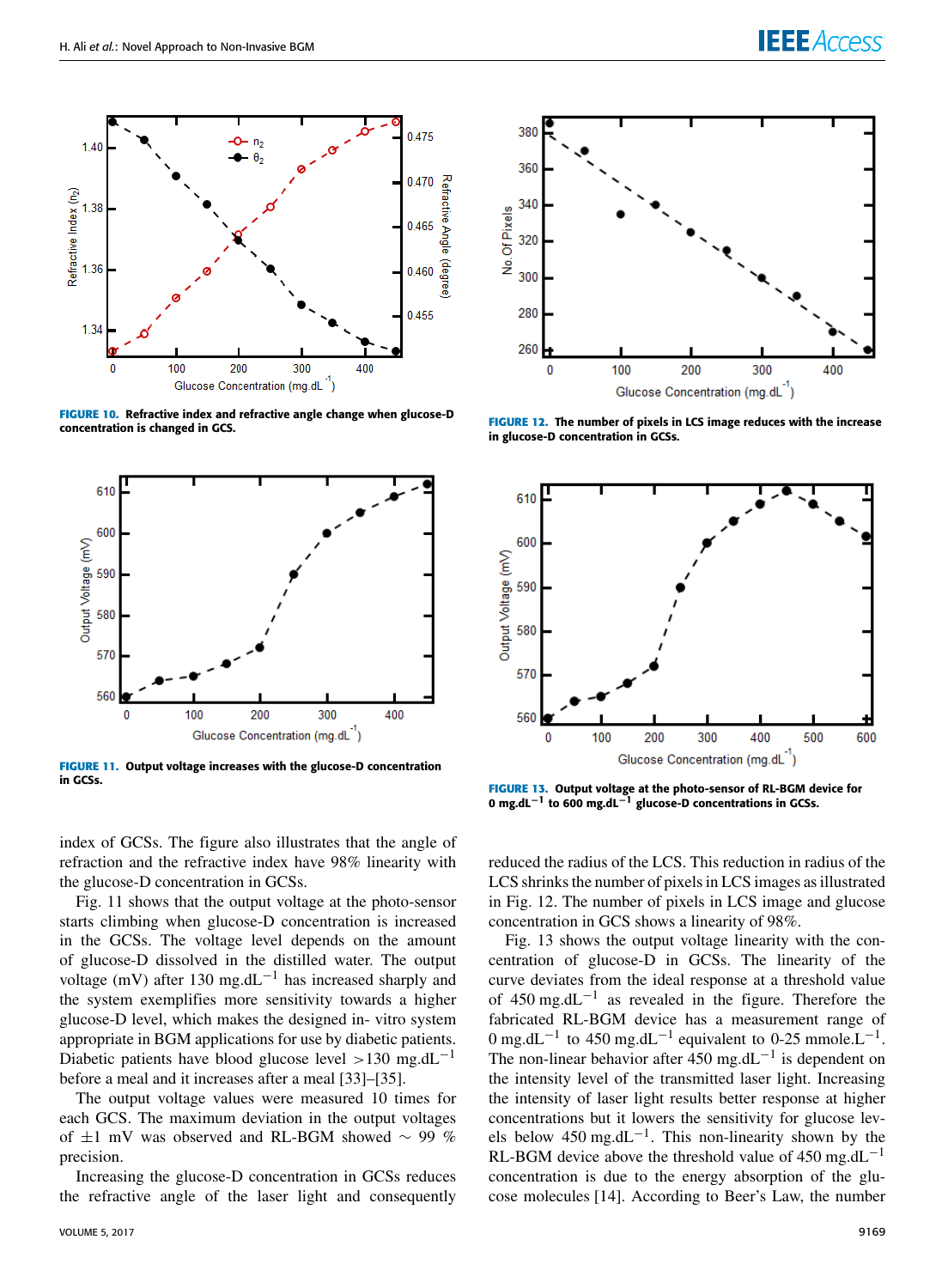**FIGURE 10.** Refractive index and refractive angle change when glucose-D concentration is changed in GCS.

**FIGURE 11.** Output voltage increases with the glucose-D concentration in GCSs.

**FIGURE 12.** The number of pixels in LCS image reduces with the increase in glucose-D concentration in GCSs.

**FIGURE 13.** Output voltage at the photo-sensor of RL-BGM device for 0 $mg.dL^{-1}$ to 600 $mg.dL^{-1}$ glucose-D concentrations in GCSs.

index of GCSs. The figure also illustrates that the angle of refraction and the refractive index have 98% linearity with the glucose-D concentration in GCSs.

Fig. 11 shows that the output voltage at the photo-sensor starts climbing when glucose-D concentration is increased in the GCSs. The voltage level depends on the amount of glucose-D dissolved in the distilled water. The output voltage (mV) after 130 $mg.dL^{-1}$ has increased sharply and the system exemplifies more sensitivity towards a higher glucose-D level, which makes the designed in- vitro system appropriate in BGM applications for use by diabetic patients. Diabetic patients have blood glucose level >130 $mg.dL^{-1}$ before a meal and it increases after a meal [33]–[35].

The output voltage values were measured 10 times for each GCS. The maximum deviation in the output voltages of ±1 mV was observed and RL-BGM showed ∼ 99 % precision.

Increasing the glucose-D concentration in GCSs reduces the refractive angle of the laser light and consequently reduced the radius of the LCS. This reduction in radius of the LCS shrinks the number of pixels in LCS images as illustrated in Fig. 12. The number of pixels in LCS image and glucose concentration in GCS shows a linearity of 98%.

Fig. 13 shows the output voltage linearity with the concentration of glucose-D in GCSs. The linearity of the curve deviates from the ideal response at a threshold value of 450 $mg.dL^{-1}$ as revealed in the figure. Therefore the fabricated RL-BGM device has a measurement range of 0 $mg.dL^{-1}$ to 450 $mg.dL^{-1}$ equivalent to 0-25 $mmole.L^{-1}$. The non-linear behavior after 450 $mg.dL^{-1}$ is dependent on the intensity level of the transmitted laser light. Increasing the intensity of laser light results better response at higher concentrations but it lowers the sensitivity for glucose levels below 450 $mg.dL^{-1}$. This non-linearity shown by the RL-BGM device above the threshold value of 450 $mg.dL^{-1}$ concentration is due to the energy absorption of the glucose molecules [14]. According to Beer's Law, the number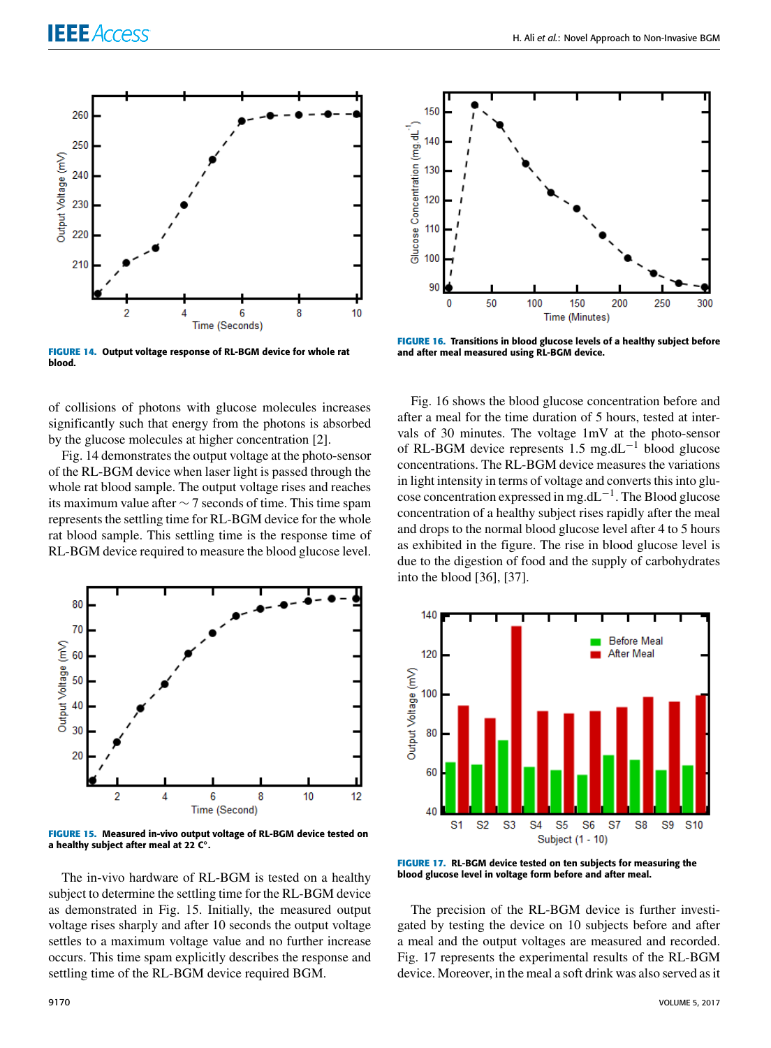FIGURE 14. Output voltage response of RL-BGM device for whole rat blood.

of collisions of photons with glucose molecules increases significantly such that energy from the photons is absorbed by the glucose molecules at higher concentration [2].

Fig. 14 demonstrates the output voltage at the photo-sensor of the RL-BGM device when laser light is passed through the whole rat blood sample. The output voltage rises and reaches its maximum value after ∼ 7 seconds of time. This time spam represents the settling time for RL-BGM device for the whole rat blood sample. This settling time is the response time of RL-BGM device required to measure the blood glucose level.

FIGURE 15. Measured in-vivo output voltage of RL-BGM device tested on a healthy subject after meal at 22 C°.

The in-vivo hardware of RL-BGM is tested on a healthy subject to determine the settling time for the RL-BGM device as demonstrated in Fig. 15. Initially, the measured output voltage rises sharply and after 10 seconds the output voltage settles to a maximum voltage value and no further increase occurs. This time spam explicitly describes the response and settling time of the RL-BGM device required BGM.

FIGURE 16. Transitions in blood glucose levels of a healthy subject before and after meal measured using RL-BGM device.

Fig. 16 shows the blood glucose concentration before and after a meal for the time duration of 5 hours, tested at intervals of 30 minutes. The voltage 1mV at the photo-sensor of RL-BGM device represents 1.5 $mg.dL^{-1}$ blood glucose concentrations. The RL-BGM device measures the variations in light intensity in terms of voltage and converts this into glucose concentration expressed in $mg.dL^{-1}$. The Blood glucose concentration of a healthy subject rises rapidly after the meal and drops to the normal blood glucose level after 4 to 5 hours as exhibited in the figure. The rise in blood glucose level is due to the digestion of food and the supply of carbohydrates into the blood [36], [37].

FIGURE 17. RL-BGM device tested on ten subjects for measuring the blood glucose level in voltage form before and after meal.

The precision of the RL-BGM device is further investigated by testing the device on 10 subjects before and after a meal and the output voltages are measured and recorded. Fig. 17 represents the experimental results of the RL-BGM device. Moreover, in the meal a soft drink was also served as it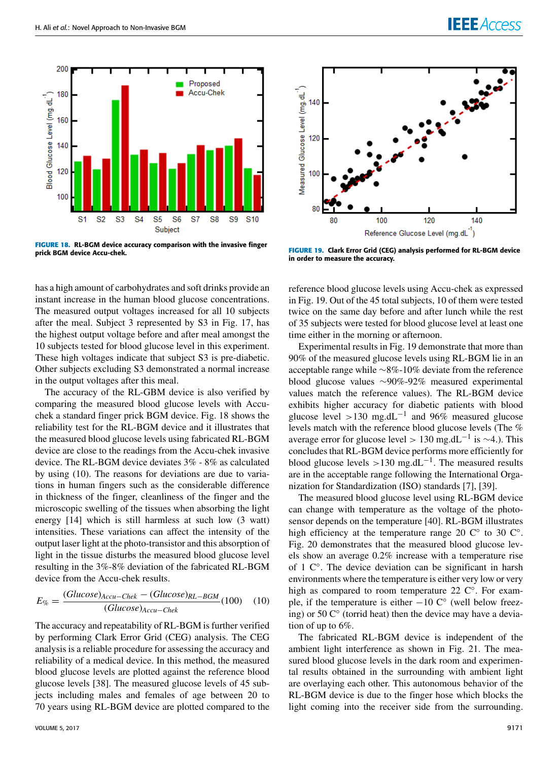**FIGURE 18.** RL-BGM device accuracy comparison with the invasive finger prick BGM device Accu-chek.

**FIGURE 19.** Clark Error Grid (CEG) analysis performed for RL-BGM device in order to measure the accuracy.

has a high amount of carbohydrates and soft drinks provide an instant increase in the human blood glucose concentrations. The measured output voltages increased for all 10 subjects after the meal. Subject 3 represented by S3 in Fig. 17, has the highest output voltage before and after meal amongst the 10 subjects tested for blood glucose level in this experiment. These high voltages indicate that subject S3 is pre-diabetic. Other subjects excluding S3 demonstrated a normal increase in the output voltages after this meal.

The accuracy of the RL-GBM device is also verified by comparing the measured blood glucose levels with Accu-chek a standard finger prick BGM device. Fig. 18 shows the reliability test for the RL-BGM device and it illustrates that the measured blood glucose levels using fabricated RL-BGM device are close to the readings from the Accu-chek invasive device. The RL-BGM device deviates 3% - 8% as calculated by using (10). The reasons for deviations are due to variations in human fingers such as the considerable difference in thickness of the finger, cleanliness of the finger and the microscopic swelling of the tissues when absorbing the light energy [14] which is still harmless at such low (3 watt) intensities. These variations can affect the intensity of the output laser light at the photo-transistor and this absorption of light in the tissue disturbs the measured blood glucose level resulting in the 3%-8% deviation of the fabricated RL-BGM device from the Accu-chek results.

$$E_{\%} = \frac{(Glucose)_{Accu-Chek} - (Glucose)_{RL-BGM}}{(Glucose)_{Accu-Chek}}(100) \quad (10)$$

The accuracy and repeatability of RL-BGM is further verified by performing Clark Error Grid (CEG) analysis. The CEG analysis is a reliable procedure for assessing the accuracy and reliability of a medical device. In this method, the measured blood glucose levels are plotted against the reference blood glucose levels [38]. The measured glucose levels of 45 subjects including males and females of age between 20 to 70 years using RL-BGM device are plotted compared to the reference blood glucose levels using Accu-chek as expressed in Fig. 19. Out of the 45 total subjects, 10 of them were tested twice on the same day before and after lunch while the rest of 35 subjects were tested for blood glucose level at least one time either in the morning or afternoon.

Experimental results in Fig. 19 demonstrate that more than 90% of the measured glucose levels using RL-BGM lie in an acceptable range while ~8%-10% deviate from the reference blood glucose values ~90%-92% measured experimental values match the reference values). The RL-BGM device exhibits higher accuracy for diabetic patients with blood glucose level >130 mg.dL$^{-1}$ and 96% measured glucose levels match with the reference blood glucose levels (The % average error for glucose level > 130 mg.dL$^{-1}$ is ~4.). This concludes that RL-BGM device performs more efficiently for blood glucose levels >130 mg.dL$^{-1}$. The measured results are in the acceptable range following the International Organization for Standardization (ISO) standards [7], [39].

The measured blood glucose level using RL-BGM device can change with temperature as the voltage of the photo-sensor depends on the temperature [40]. RL-BGM illustrates high efficiency at the temperature range 20 C° to 30 C°. Fig. 20 demonstrates that the measured blood glucose levels show an average 0.2% increase with a temperature rise of 1 C°. The device deviation can be significant in harsh environments where the temperature is either very low or very high as compared to room temperature 22 C°. For example, if the temperature is either −10 C° (well below freezing) or 50 C° (torrid heat) then the device may have a deviation of up to 6%.

The fabricated RL-BGM device is independent of the ambient light interference as shown in Fig. 21. The measured blood glucose levels in the dark room and experimental results obtained in the surrounding with ambient light are overlaying each other. This autonomous behavior of the RL-BGM device is due to the finger hose which blocks the light coming into the receiver side from the surrounding.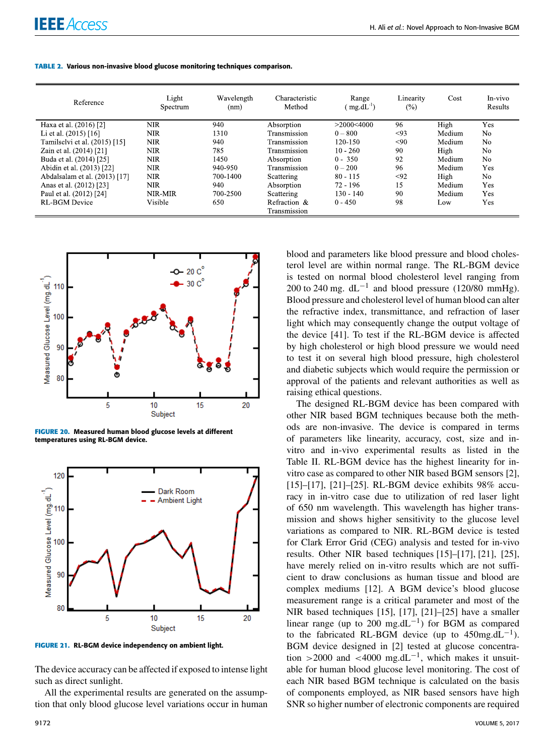**TABLE 2. Various non-invasive blood glucose monitoring techniques comparison.**

| Reference | Light Spectrum | Wavelength (nm) | Characteristic Method | Range ( $mg.dL^{-1}$) | Linearity (%) | Cost | In-vivo Results |
|---|---|---|---|---|---|---|---|
| Haxa et al. (2016) [2] | NIR | 940 | Absorption | >2000<4000 | 96 | High | Yes |
| Li et al. (2015) [16] | NIR | 1310 | Transmission | 0 – 800 | <93 | Medium | No |
| Tamilselvi et al. (2015) [15] | NIR | 940 | Transmission | 120-150 | <90 | Medium | No |
| Zain et al. (2014) [21] | NIR | 785 | Transmission | 10 - 260 | 90 | High | No |
| Buda et al. (2014) [25] | NIR | 1450 | Absorption | 0 - 350 | 92 | Medium | No |
| Abidin et al. (2013) [22] | NIR | 940-950 | Transmission | 0 – 200 | 96 | Medium | Yes |
| Abdalsalam et al. (2013) [17] | NIR | 700-1400 | Scattering | 80 - 115 | <92 | High | No |
| Anas et al. (2012) [23] | NIR | 940 | Absorption | 72 - 196 | 15 | Medium | Yes |
| Paul et al. (2012) [24] | NIR-MIR | 700-2500 | Scattering | 130 - 140 | 90 | Medium | Yes |
| RL-BGM Device | Visible | 650 | Refraction & Transmission | 0 - 450 | 98 | Low | Yes |

**FIGURE 20.** Measured human blood glucose levels at different temperatures using RL-BGM device.

**FIGURE 21.** RL-BGM device independency on ambient light.

The device accuracy can be affected if exposed to intense light such as direct sunlight.

All the experimental results are generated on the assumption that only blood glucose level variations occur in human blood and parameters like blood pressure and blood cholesterol level are within normal range. The RL-BGM device is tested on normal blood cholesterol level ranging from 200 to 240 mg. $dL^{-1}$ and blood pressure (120/80 mmHg). Blood pressure and cholesterol level of human blood can alter the refractive index, transmittance, and refraction of laser light which may consequently change the output voltage of the device [41]. To test if the RL-BGM device is affected by high cholesterol or high blood pressure we would need to test it on several high blood pressure, high cholesterol and diabetic subjects which would require the permission or approval of the patients and relevant authorities as well as raising ethical questions.

The designed RL-BGM device has been compared with other NIR based BGM techniques because both the methods are non-invasive. The device is compared in terms of parameters like linearity, accuracy, cost, size and in-vitro and in-vivo experimental results as listed in the Table II. RL-BGM device has the highest linearity for in-vitro case as compared to other NIR based BGM sensors [2], [15]–[17], [21]–[25]. RL-BGM device exhibits 98% accuracy in in-vitro case due to utilization of red laser light of 650 nm wavelength. This wavelength has higher transmission and shows higher sensitivity to the glucose level variations as compared to NIR. RL-BGM device is tested for Clark Error Grid (CEG) analysis and tested for in-vivo results. Other NIR based techniques [15]–[17], [21], [25], have merely relied on in-vitro results which are not sufficient to draw conclusions as human tissue and blood are complex mediums [12]. A BGM device's blood glucose measurement range is a critical parameter and most of the NIR based techniques [15], [17], [21]–[25] have a smaller linear range (up to 200 $mg.dL^{-1}$) for BGM as compared to the fabricated RL-BGM device (up to 450 $mg.dL^{-1}$). BGM device designed in [2] tested at glucose concentration >2000 and <4000 $mg.dL^{-1}$, which makes it unsuitable for human blood glucose level monitoring. The cost of each NIR based BGM technique is calculated on the basis of components employed, as NIR based sensors have high SNR so higher number of electronic components are required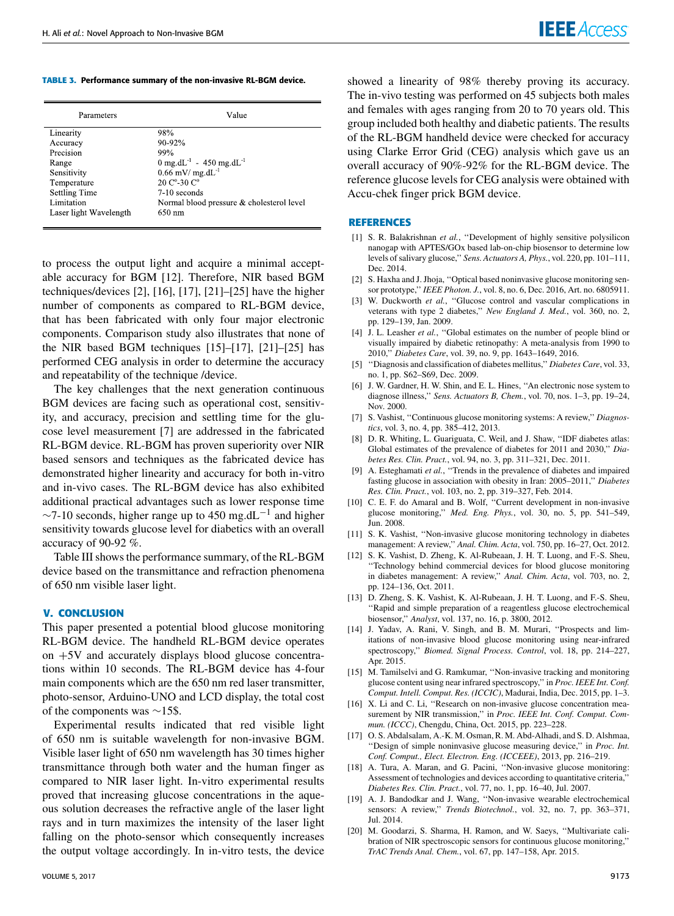**TABLE 3.** Performance summary of the non-invasive RL-BGM device.

| Parameters | Value |
|---|---|
| Linearity | 98% |
| Accuracy | 90-92% |
| Precision | 99% |
| Range | 0 mg.dL$^{-1}$ - 450 mg.dL$^{-1}$ |
| Sensitivity | 0.66 mV/ mg.dL$^{-1}$ |
| Temperature | 20 C°-30 C° |
| Settling Time | 7-10 seconds |
| Limitation | Normal blood pressure & cholesterol level |
| Laser light Wavelength | 650 nm |

to process the output light and acquire a minimal acceptable accuracy for BGM [12]. Therefore, NIR based BGM techniques/devices [2], [16], [17], [21]–[25] have the higher number of components as compared to RL-BGM device, that has been fabricated with only four major electronic components. Comparison study also illustrates that none of the NIR based BGM techniques [15]–[17], [21]–[25] has performed CEG analysis in order to determine the accuracy and repeatability of the technique /device.

The key challenges that the next generation continuous BGM devices are facing such as operational cost, sensitivity, and accuracy, precision and settling time for the glucose level measurement [7] are addressed in the fabricated RL-BGM device. RL-BGM has proven superiority over NIR based sensors and techniques as the fabricated device has demonstrated higher linearity and accuracy for both in-vitro and in-vivo cases. The RL-BGM device has also exhibited additional practical advantages such as lower response time ~7-10 seconds, higher range up to 450 mg.dL$^{-1}$ and higher sensitivity towards glucose level for diabetics with an overall accuracy of 90-92 %.

Table III shows the performance summary, of the RL-BGM device based on the transmittance and refraction phenomena of 650 nm visible laser light.

## V. CONCLUSION

This paper presented a potential blood glucose monitoring RL-BGM device. The handheld RL-BGM device operates on +5V and accurately displays blood glucose concentrations within 10 seconds. The RL-BGM device has 4-four main components which are the 650 nm red laser transmitter, photo-sensor, Arduino-UNO and LCD display, the total cost of the components was ~15$.

Experimental results indicated that red visible light of 650 nm is suitable wavelength for non-invasive BGM. Visible laser light of 650 nm wavelength has 30 times higher transmittance through both water and the human finger as compared to NIR laser light. In-vitro experimental results proved that increasing glucose concentrations in the aqueous solution decreases the refractive angle of the laser light rays and in turn maximizes the intensity of the laser light falling on the photo-sensor which consequently increases the output voltage accordingly. In in-vitro tests, the device showed a linearity of 98% thereby proving its accuracy. The in-vivo testing was performed on 45 subjects both males and females with ages ranging from 20 to 70 years old. This group included both healthy and diabetic patients. The results of the RL-BGM handheld device were checked for accuracy using Clarke Error Grid (CEG) analysis which gave us an overall accuracy of 90%-92% for the RL-BGM device. The reference glucose levels for CEG analysis were obtained with Accu-chek finger prick BGM device.

## REFERENCES

[1] S. R. Balakrishnan *et al.*, "Development of highly sensitive polysilicon nanogap with APTES/GOx based lab-on-chip biosensor to determine low levels of salivary glucose," *Sens. Actuators A, Phys.*, vol. 220, pp. 101–111, Dec. 2014.

[2] S. Haxha and J. Jhoja, "Optical based noninvasive glucose monitoring sensor prototype," *IEEE Photon. J.*, vol. 8, no. 6, Dec. 2016, Art. no. 6805911.

[3] W. Duckworth *et al.*, "Glucose control and vascular complications in veterans with type 2 diabetes," *New England J. Med.*, vol. 360, no. 2, pp. 129–139, Jan. 2009.

[4] J. L. Leasher *et al.*, "Global estimates on the number of people blind or visually impaired by diabetic retinopathy: A meta-analysis from 1990 to 2010," *Diabetes Care*, vol. 39, no. 9, pp. 1643–1649, 2016.

[5] "Diagnosis and classification of diabetes mellitus," *Diabetes Care*, vol. 33, no. 1, pp. S62–S69, Dec. 2009.

[6] J. W. Gardner, H. W. Shin, and E. L. Hines, "An electronic nose system to diagnose illness," *Sens. Actuators B, Chem.*, vol. 70, nos. 1–3, pp. 19–24, Nov. 2000.

[7] S. Vashist, "Continuous glucose monitoring systems: A review," *Diagnostics*, vol. 3, no. 4, pp. 385–412, 2013.

[8] D. R. Whiting, L. Guariguata, C. Weil, and J. Shaw, "IDF diabetes atlas: Global estimates of the prevalence of diabetes for 2011 and 2030," *Diabetes Res. Clin. Pract.*, vol. 94, no. 3, pp. 311–321, Dec. 2011.

[9] A. Esteghamati *et al.*, "Trends in the prevalence of diabetes and impaired fasting glucose in association with obesity in Iran: 2005–2011," *Diabetes Res. Clin. Pract.*, vol. 103, no. 2, pp. 319–327, Feb. 2014.

[10] C. E. F. do Amaral and B. Wolf, "Current development in non-invasive glucose monitoring," *Med. Eng. Phys.*, vol. 30, no. 5, pp. 541–549, Jun. 2008.

[11] S. K. Vashist, "Non-invasive glucose monitoring technology in diabetes management: A review," *Anal. Chim. Acta*, vol. 750, pp. 16–27, Oct. 2012.

[12] S. K. Vashist, D. Zheng, K. Al-Rubeaan, J. H. T. Luong, and F.-S. Sheu, "Technology behind commercial devices for blood glucose monitoring in diabetes management: A review," *Anal. Chim. Acta*, vol. 703, no. 2, pp. 124–136, Oct. 2011.

[13] D. Zheng, S. K. Vashist, K. Al-Rubeaan, J. H. T. Luong, and F.-S. Sheu, "Rapid and simple preparation of a reagentless glucose electrochemical biosensor," *Analyst*, vol. 137, no. 16, p. 3800, 2012.

[14] J. Yadav, A. Rani, V. Singh, and B. M. Murari, "Prospects and limitations of non-invasive blood glucose monitoring using near-infrared spectroscopy," *Biomed. Signal Process. Control*, vol. 18, pp. 214–227, Apr. 2015.

[15] M. Tamilselvi and G. Ramkumar, "Non-invasive tracking and monitoring glucose content using near infrared spectroscopy," in *Proc. IEEE Int. Conf. Comput. Intell. Comput. Res. (ICCIC)*, Madurai, India, Dec. 2015, pp. 1–3.

[16] X. Li and C. Li, "Research on non-invasive glucose concentration measurement by NIR transmission," in *Proc. IEEE Int. Conf. Comput. Commun. (ICCC)*, Chengdu, China, Oct. 2015, pp. 223–228.

[17] O. S. Abdalsalam, A.-K. M. Osman, R. M. Abd-Alhadi, and S. D. Alshmaa, "Design of simple noninvasive glucose measuring device," in *Proc. Int. Conf. Comput., Elect. Electron. Eng. (ICCEEE)*, 2013, pp. 216–219.

[18] A. Tura, A. Maran, and G. Pacini, "Non-invasive glucose monitoring: Assessment of technologies and devices according to quantitative criteria," *Diabetes Res. Clin. Pract.*, vol. 77, no. 1, pp. 16–40, Jul. 2007.

[19] A. J. Bandodkar and J. Wang, "Non-invasive wearable electrochemical sensors: A review," *Trends Biotechnol.*, vol. 32, no. 7, pp. 363–371, Jul. 2014.

[20] M. Goodarzi, S. Sharma, H. Ramon, and W. Saeys, "Multivariate calibration of NIR spectroscopic sensors for continuous glucose monitoring," *TrAC Trends Anal. Chem.*, vol. 67, pp. 147–158, Apr. 2015.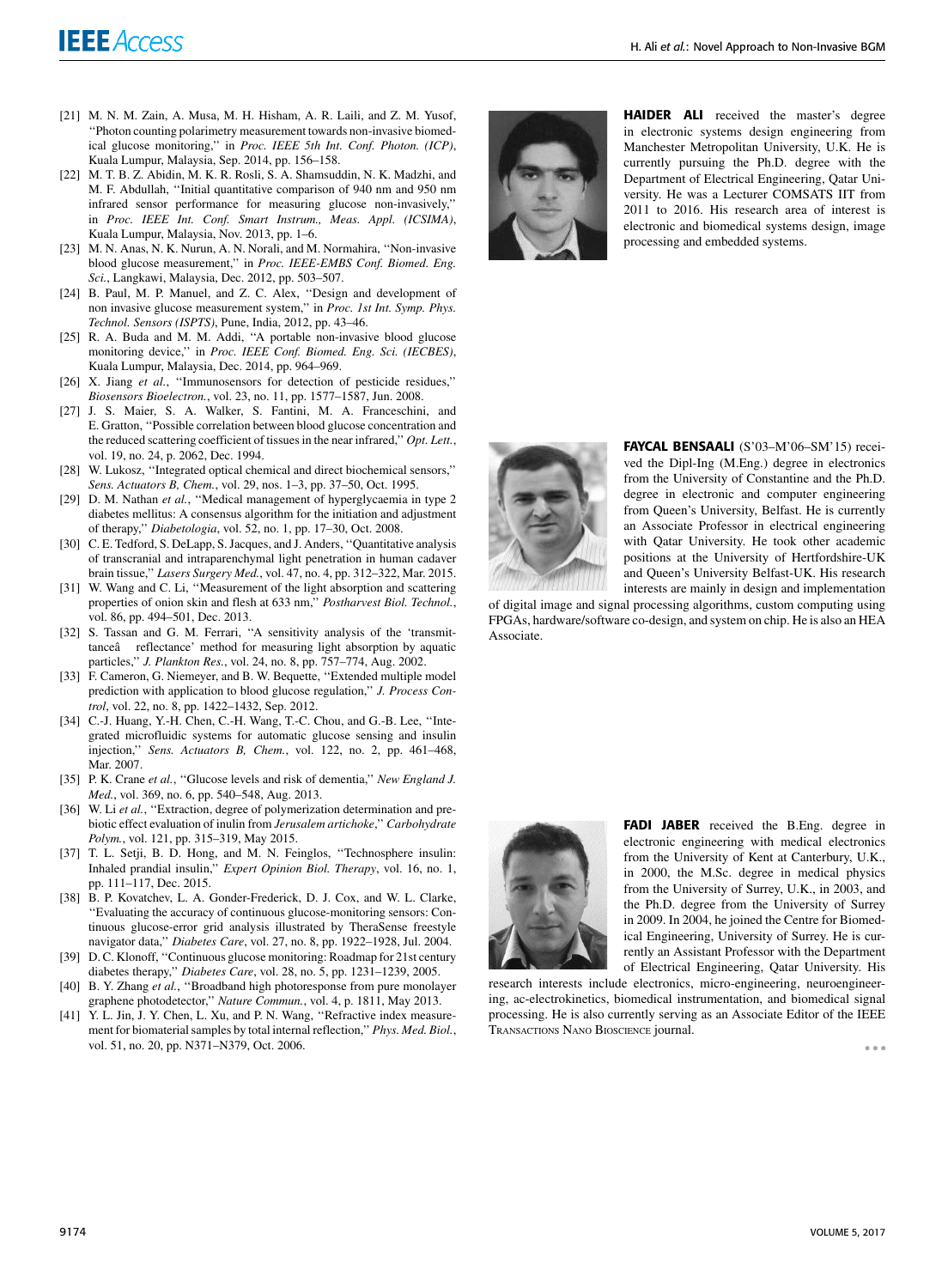[21] M. N. M. Zain, A. Musa, M. H. Hisham, A. R. Laili, and Z. M. Yusof, ''Photon counting polarimetry measurement towards non-invasive biomedical glucose monitoring,'' in *Proc. IEEE 5th Int. Conf. Photon. (ICP)*, Kuala Lumpur, Malaysia, Sep. 2014, pp. 156–158.

[22] M. T. B. Z. Abidin, M. K. R. Rosli, S. A. Shamsuddin, N. K. Madzhi, and M. F. Abdullah, ''Initial quantitative comparison of 940 nm and 950 nm infrared sensor performance for measuring glucose non-invasively,'' in *Proc. IEEE Int. Conf. Smart Instrum., Meas. Appl. (ICSIMA)*, Kuala Lumpur, Malaysia, Nov. 2013, pp. 1–6.

[23] M. N. Anas, N. K. Nurun, A. N. Norali, and M. Normahira, ''Non-invasive blood glucose measurement,'' in *Proc. IEEE-EMBS Conf. Biomed. Eng. Sci.*, Langkawi, Malaysia, Dec. 2012, pp. 503–507.

[24] B. Paul, M. P. Manuel, and Z. C. Alex, ''Design and development of non invasive glucose measurement system,'' in *Proc. 1st Int. Symp. Phys. Technol. Sensors (ISPTS)*, Pune, India, 2012, pp. 43–46.

[25] R. A. Buda and M. M. Addi, ''A portable non-invasive blood glucose monitoring device,'' in *Proc. IEEE Conf. Biomed. Eng. Sci. (IECBES)*, Kuala Lumpur, Malaysia, Dec. 2014, pp. 964–969.

[26] X. Jiang *et al.*, ''Immunosensors for detection of pesticide residues,'' *Biosensors Bioelectron.*, vol. 23, no. 11, pp. 1577–1587, Jun. 2008.

[27] J. S. Maier, S. A. Walker, S. Fantini, M. A. Franceschini, and E. Gratton, ''Possible correlation between blood glucose concentration and the reduced scattering coefficient of tissues in the near infrared,'' *Opt. Lett.*, vol. 19, no. 24, p. 2062, Dec. 1994.

[28] W. Lukosz, ''Integrated optical chemical and direct biochemical sensors,'' *Sens. Actuators B, Chem.*, vol. 29, nos. 1–3, pp. 37–50, Oct. 1995.

[29] D. M. Nathan *et al.*, ''Medical management of hyperglycaemia in type 2 diabetes mellitus: A consensus algorithm for the initiation and adjustment of therapy,'' *Diabetologia*, vol. 52, no. 1, pp. 17–30, Oct. 2008.

[30] C. E. Tedford, S. DeLapp, S. Jacques, and J. Anders, ''Quantitative analysis of transcranial and intraparenchymal light penetration in human cadaver brain tissue,'' *Lasers Surgery Med.*, vol. 47, no. 4, pp. 312–322, Mar. 2015.

[31] W. Wang and C. Li, ''Measurement of the light absorption and scattering properties of onion skin and flesh at 633 nm,'' *Postharvest Biol. Technol.*, vol. 86, pp. 494–501, Dec. 2013.

[32] S. Tassan and G. M. Ferrari, ''A sensitivity analysis of the 'transmittanceâ reflectance' method for measuring light absorption by aquatic particles,'' *J. Plankton Res.*, vol. 24, no. 8, pp. 757–774, Aug. 2002.

[33] F. Cameron, G. Niemeyer, and B. W. Bequette, ''Extended multiple model prediction with application to blood glucose regulation,'' *J. Process Control*, vol. 22, no. 8, pp. 1422–1432, Sep. 2012.

[34] C.-J. Huang, Y.-H. Chen, C.-H. Wang, T.-C. Chou, and G.-B. Lee, ''Integrated microfluidic systems for automatic glucose sensing and insulin injection,'' *Sens. Actuators B, Chem.*, vol. 122, no. 2, pp. 461–468, Mar. 2007.

[35] P. K. Crane *et al.*, ''Glucose levels and risk of dementia,'' *New England J. Med.*, vol. 369, no. 6, pp. 540–548, Aug. 2013.

[36] W. Li *et al.*, ''Extraction, degree of polymerization determination and prebiotic effect evaluation of inulin from *Jerusalem artichoke*,'' *Carbohydrate Polym.*, vol. 121, pp. 315–319, May 2015.

[37] T. L. Setji, B. D. Hong, and M. N. Feinglos, ''Technosphere insulin: Inhaled prandial insulin,'' *Expert Opinion Biol. Therapy*, vol. 16, no. 1, pp. 111–117, Dec. 2015.

[38] B. P. Kovatchev, L. A. Gonder-Frederick, D. J. Cox, and W. L. Clarke, ''Evaluating the accuracy of continuous glucose-monitoring sensors: Continuous glucose-error grid analysis illustrated by TheraSense freestyle navigator data,'' *Diabetes Care*, vol. 27, no. 8, pp. 1922–1928, Jul. 2004.

[39] D. C. Klonoff, ''Continuous glucose monitoring: Roadmap for 21st century diabetes therapy,'' *Diabetes Care*, vol. 28, no. 5, pp. 1231–1239, 2005.

[40] B. Y. Zhang *et al.*, ''Broadband high photoresponse from pure monolayer graphene photodetector,'' *Nature Commun.*, vol. 4, p. 1811, May 2013.

[41] Y. L. Jin, J. Y. Chen, L. Xu, and P. N. Wang, ''Refractive index measurement for biomaterial samples by total internal reflection,'' *Phys. Med. Biol.*, vol. 51, no. 20, pp. N371–N379, Oct. 2006.

**HAIDER ALI** received the master's degree in electronic systems design engineering from Manchester Metropolitan University, U.K. He is currently pursuing the Ph.D. degree with the Department of Electrical Engineering, Qatar University. He was a Lecturer COMSATS IIT from 2011 to 2016. His research area of interest is electronic and biomedical systems design, image processing and embedded systems.

**FAYCAL BENSAALI** (S'03–M'06–SM'15) received the Dipl-Ing (M.Eng.) degree in electronics from the University of Constantine and the Ph.D. degree in electronic and computer engineering from Queen's University, Belfast. He is currently an Associate Professor in electrical engineering with Qatar University. He took other academic positions at the University of Hertfordshire-UK and Queen's University Belfast-UK. His research interests are mainly in design and implementation of digital image and signal processing algorithms, custom computing using FPGAs, hardware/software co-design, and system on chip. He is also an HEA Associate.

**FADI JABER** received the B.Eng. degree in electronic engineering with medical electronics from the University of Kent at Canterbury, U.K., in 2000, the M.Sc. degree in medical physics from the University of Surrey, U.K., in 2003, and the Ph.D. degree from the University of Surrey in 2009. In 2004, he joined the Centre for Biomedical Engineering, University of Surrey. He is currently an Assistant Professor with the Department of Electrical Engineering, Qatar University. His research interests include electronics, micro-engineering, neuroengineering, ac-electrokinetics, biomedical instrumentation, and biomedical signal processing. He is also currently serving as an Associate Editor of the IEEE Transactions Nano Bioscience journal.